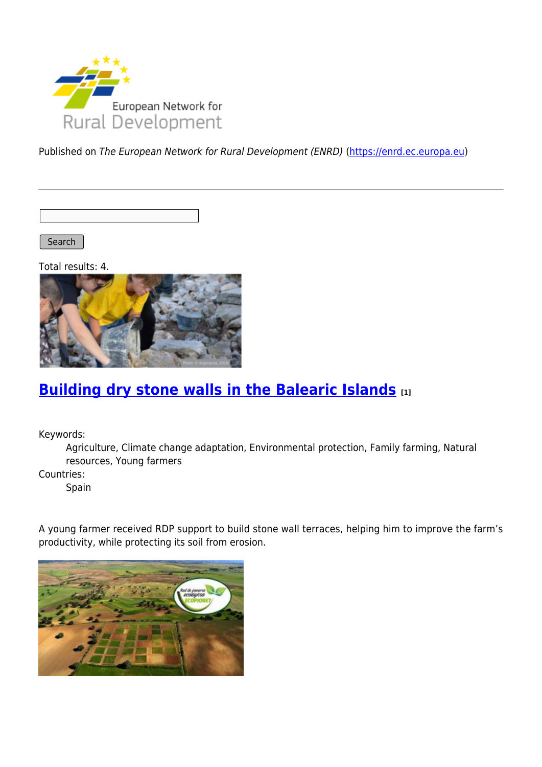Published on *The European Network for Rural Development (ENRD)* (https://enrd.ec.europa.eu)

Search

Total results: 4.

## Building dry stone walls in the Balearic Islands [1]

Keywords:
: Agriculture, Climate change adaptation, Environmental protection, Family farming, Natural resources, Young farmers

Countries:
: Spain

A young farmer received RDP support to build stone wall terraces, helping him to improve the farm's productivity, while protecting its soil from erosion.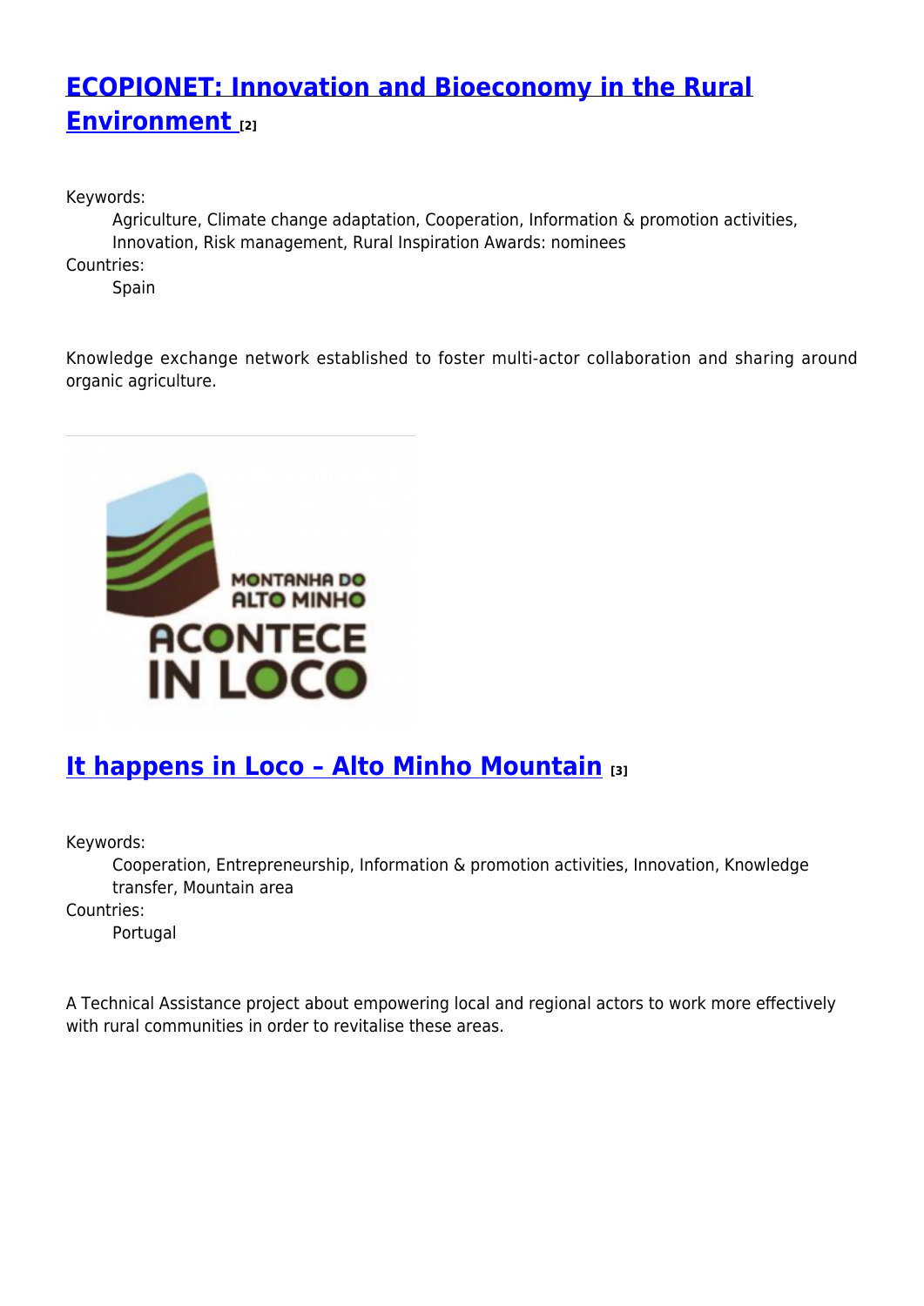## [ECOPIONET: Innovation and Bioeconomy in the Rural Environment](#) [2]

Keywords:
: Agriculture, Climate change adaptation, Cooperation, Information & promotion activities, Innovation, Risk management, Rural Inspiration Awards: nominees

Countries:
: Spain

Knowledge exchange network established to foster multi-actor collaboration and sharing around organic agriculture.

---

## [It happens in Loco – Alto Minho Mountain](#) [3]

Keywords:
: Cooperation, Entrepreneurship, Information & promotion activities, Innovation, Knowledge transfer, Mountain area

Countries:
: Portugal

A Technical Assistance project about empowering local and regional actors to work more effectively with rural communities in order to revitalise these areas.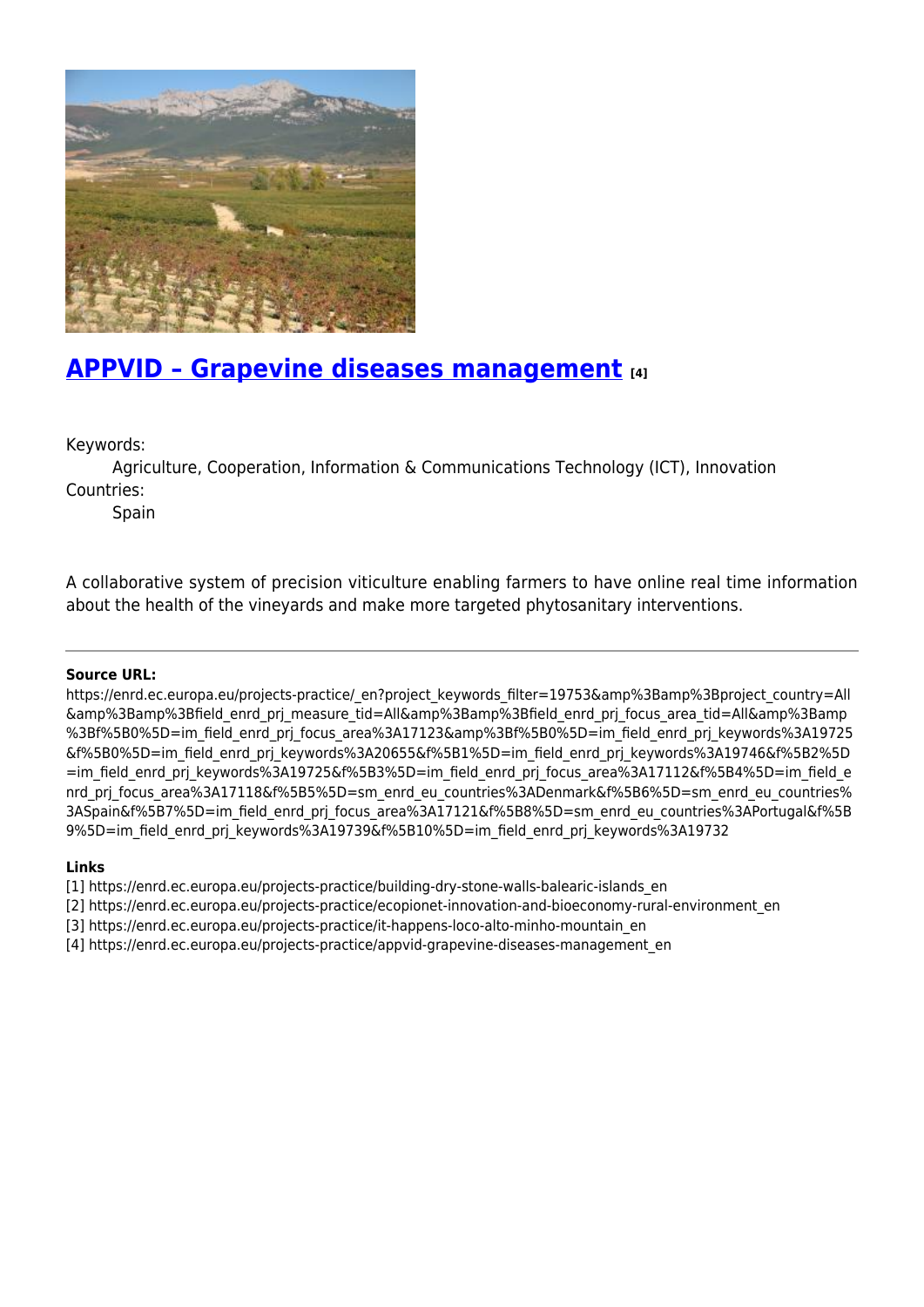## [APPVID – Grapevine diseases management](https://enrd.ec.europa.eu/projects-practice/appvid-grapevine-diseases-management_en) [4]

Keywords:
    Agriculture, Cooperation, Information & Communications Technology (ICT), Innovation
Countries:
    Spain

A collaborative system of precision viticulture enabling farmers to have online real time information about the health of the vineyards and make more targeted phytosanitary interventions.

---

**Source URL:**
https://enrd.ec.europa.eu/projects-practice/_en?project_keywords_filter=19753&amp%3Bamp%3Bproject_country=All&amp%3Bamp%3Bfield_enrd_prj_measure_tid=All&amp%3Bamp%3Bfield_enrd_prj_focus_area_tid=All&amp%3Bamp%3Bf%5B0%5D=im_field_enrd_prj_focus_area%3A17123&amp%3Bf%5B0%5D=im_field_enrd_prj_keywords%3A19725&f%5B0%5D=im_field_enrd_prj_keywords%3A20655&f%5B1%5D=im_field_enrd_prj_keywords%3A19746&f%5B2%5D=im_field_enrd_prj_keywords%3A19725&f%5B3%5D=im_field_enrd_prj_focus_area%3A17112&f%5B4%5D=im_field_enrd_prj_focus_area%3A17118&f%5B5%5D=sm_enrd_eu_countries%3ADenmark&f%5B6%5D=sm_enrd_eu_countries%3ASpain&f%5B7%5D=im_field_enrd_prj_focus_area%3A17121&f%5B8%5D=sm_enrd_eu_countries%3APortugal&f%5B9%5D=im_field_enrd_prj_keywords%3A19739&f%5B10%5D=im_field_enrd_prj_keywords%3A19732

**Links**
[1] https://enrd.ec.europa.eu/projects-practice/building-dry-stone-walls-balearic-islands_en
[2] https://enrd.ec.europa.eu/projects-practice/ecopionet-innovation-and-bioeconomy-rural-environment_en
[3] https://enrd.ec.europa.eu/projects-practice/it-happens-loco-alto-minho-mountain_en
[4] https://enrd.ec.europa.eu/projects-practice/appvid-grapevine-diseases-management_en